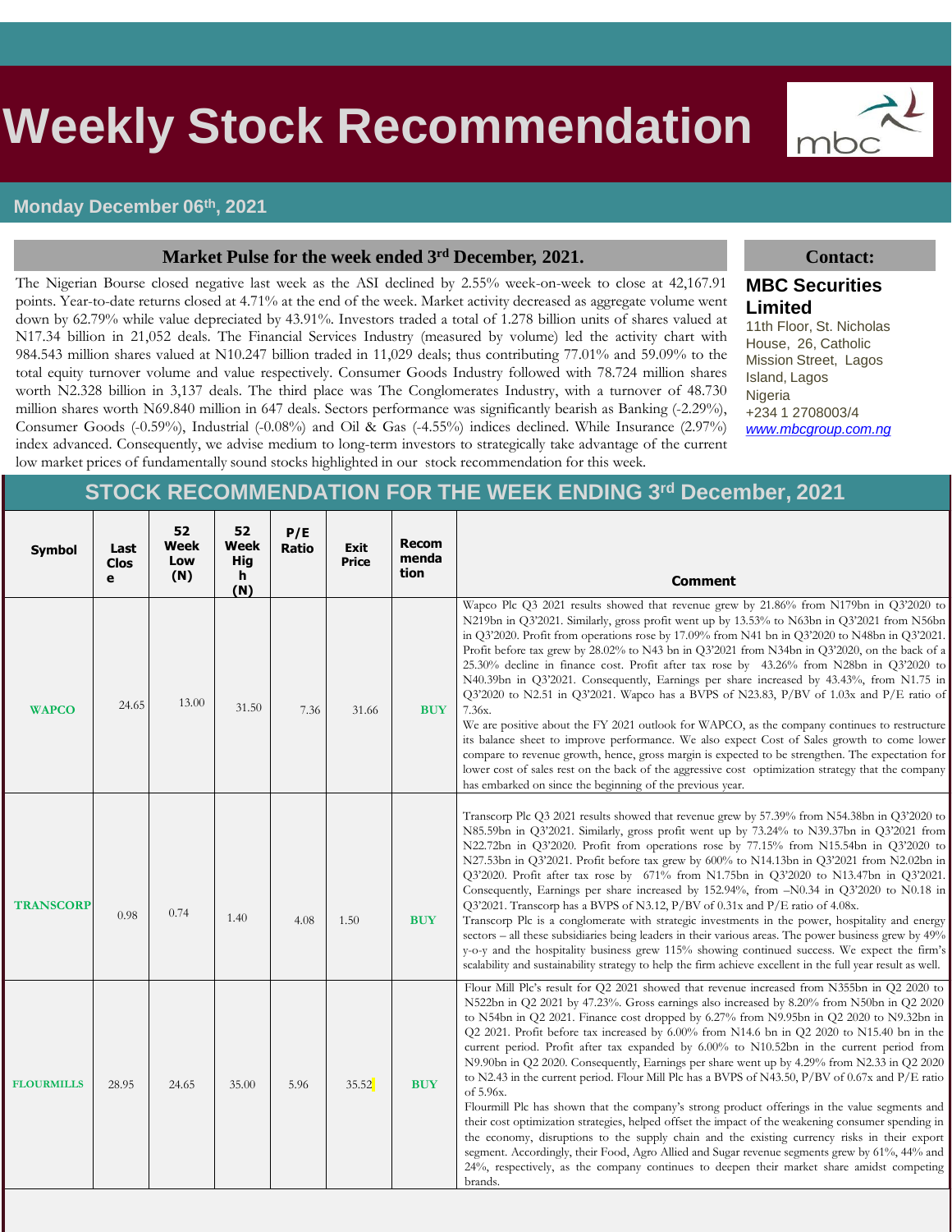# Weekly Stock Recommendation

mbc

**Monday December 06th, 2021**

## Market Pulse for the week ended 3rd December, 2021.

The Nigerian Bourse closed negative last week as the ASI declined by 2.55% week-on-week to close at 42,167.91 points. Year-to-date returns closed at 4.71% at the end of the week. Market activity decreased as aggregate volume went down by 62.79% while value depreciated by 43.91%. Investors traded a total of 1.278 billion units of shares valued at N17.34 billion in 21,052 deals. The Financial Services Industry (measured by volume) led the activity chart with 984.543 million shares valued at N10.247 billion traded in 11,029 deals; thus contributing 77.01% and 59.09% to the total equity turnover volume and value respectively. Consumer Goods Industry followed with 78.724 million shares worth N2.328 billion in 3,137 deals. The third place was The Conglomerates Industry, with a turnover of 48.730 million shares worth N69.840 million in 647 deals. Sectors performance was significantly bearish as Banking (-2.29%), Consumer Goods (-0.59%), Industrial (-0.08%) and Oil & Gas (-4.55%) indices declined. While Insurance (2.97%) index advanced. Consequently, we advise medium to long-term investors to strategically take advantage of the current low market prices of fundamentally sound stocks highlighted in our stock recommendation for this week.

## Contact:

**MBC Securities Limited**
11th Floor, St. Nicholas House, 26, Catholic Mission Street, Lagos Island, Lagos Nigeria
+234 1 2708003/4
www.mbcgroup.com.ng

## STOCK RECOMMENDATION FOR THE WEEK ENDING 3rd December, 2021

| Symbol | Last Close | 52 Week Low (N) | 52 Week High (N) | P/E Ratio | Exit Price | Recommendation | Comment |
|---|---|---|---|---|---|---|---|
| **WAPCO** | 24.65 | 13.00 | 31.50 | 7.36 | 31.66 | **BUY** | Wapco Plc Q3 2021 results showed that revenue grew by 21.86% from N179bn in Q3'2020 to N219bn in Q3'2021. Similarly, gross profit went up by 13.53% to N63bn in Q3'2021 from N56bn in Q3'2020. Profit from operations rose by 17.09% from N41 bn in Q3'2020 to N48bn in Q3'2021. Profit before tax grew by 28.02% to N43 bn in Q3'2021 from N34bn in Q3'2020, on the back of a 25.30% decline in finance cost. Profit after tax rose by 43.26% from N28bn in Q3'2020 to N40.39bn in Q3'2021. Consequently, Earnings per share increased by 43.43%, from N1.75 in Q3'2020 to N2.51 in Q3'2021. Wapco has a BVPS of N23.83, P/BV of 1.03x and P/E ratio of 7.36x. We are positive about the FY 2021 outlook for WAPCO, as the company continues to restructure its balance sheet to improve performance. We also expect Cost of Sales growth to come lower compare to revenue growth, hence, gross margin is expected to be strengthen. The expectation for lower cost of sales rest on the back of the aggressive cost optimization strategy that the company has embarked on since the beginning of the previous year. |
| **TRANSCORP** | 0.98 | 0.74 | 1.40 | 4.08 | 1.50 | **BUY** | Transcorp Plc Q3 2021 results showed that revenue grew by 57.39% from N54.38bn in Q3'2020 to N85.59bn in Q3'2021. Similarly, gross profit went up by 73.24% to N39.37bn in Q3'2021 from N22.72bn in Q3'2020. Profit from operations rose by 77.15% from N15.54bn in Q3'2020 to N27.53bn in Q3'2021. Profit before tax grew by 600% to N14.13bn in Q3'2021 from N2.02bn in Q3'2020. Profit after tax rose by 671% from N1.75bn in Q3'2020 to N13.47bn in Q3'2021. Consequently, Earnings per share increased by 152.94%, from –N0.34 in Q3'2020 to N0.18 in Q3'2021. Transcorp has a BVPS of N3.12, P/BV of 0.31x and P/E ratio of 4.08x. Transcorp Plc is a conglomerate with strategic investments in the power, hospitality and energy sectors – all these subsidiaries being leaders in their various areas. The power business grew by 49% y-o-y and the hospitality business grew 115% showing continued success. We expect the firm's scalability and sustainability strategy to help the firm achieve excellent in the full year result as well. |
| **FLOURMILLS** | 28.95 | 24.65 | 35.00 | 5.96 | 35.52 | **BUY** | Flour Mill Plc's result for Q2 2021 showed that revenue increased from N355bn in Q2 2020 to N522bn in Q2 2021 by 47.23%. Gross earnings also increased by 8.20% from N50bn in Q2 2020 to N54bn in Q2 2021. Finance cost dropped by 6.27% from N9.95bn in Q2 2020 to N9.32bn in Q2 2021. Profit before tax increased by 6.00% from N14.6 bn in Q2 2020 to N15.40 bn in the current period. Profit after tax expanded by 6.00% to N10.52bn in the current period from N9.90bn in Q2 2020. Consequently, Earnings per share went up by 4.29% from N2.33 in Q2 2020 to N2.43 in the current period. Flour Mill Plc has a BVPS of N43.50, P/BV of 0.67x and P/E ratio of 5.96x. Flourmill Plc has shown that the company's strong product offerings in the value segments and their cost optimization strategies, helped offset the impact of the weakening consumer spending in the economy, disruptions to the supply chain and the existing currency risks in their export segment. Accordingly, their Food, Agro Allied and Sugar revenue segments grew by 61%, 44% and 24%, respectively, as the company continues to deepen their market share amidst competing brands. |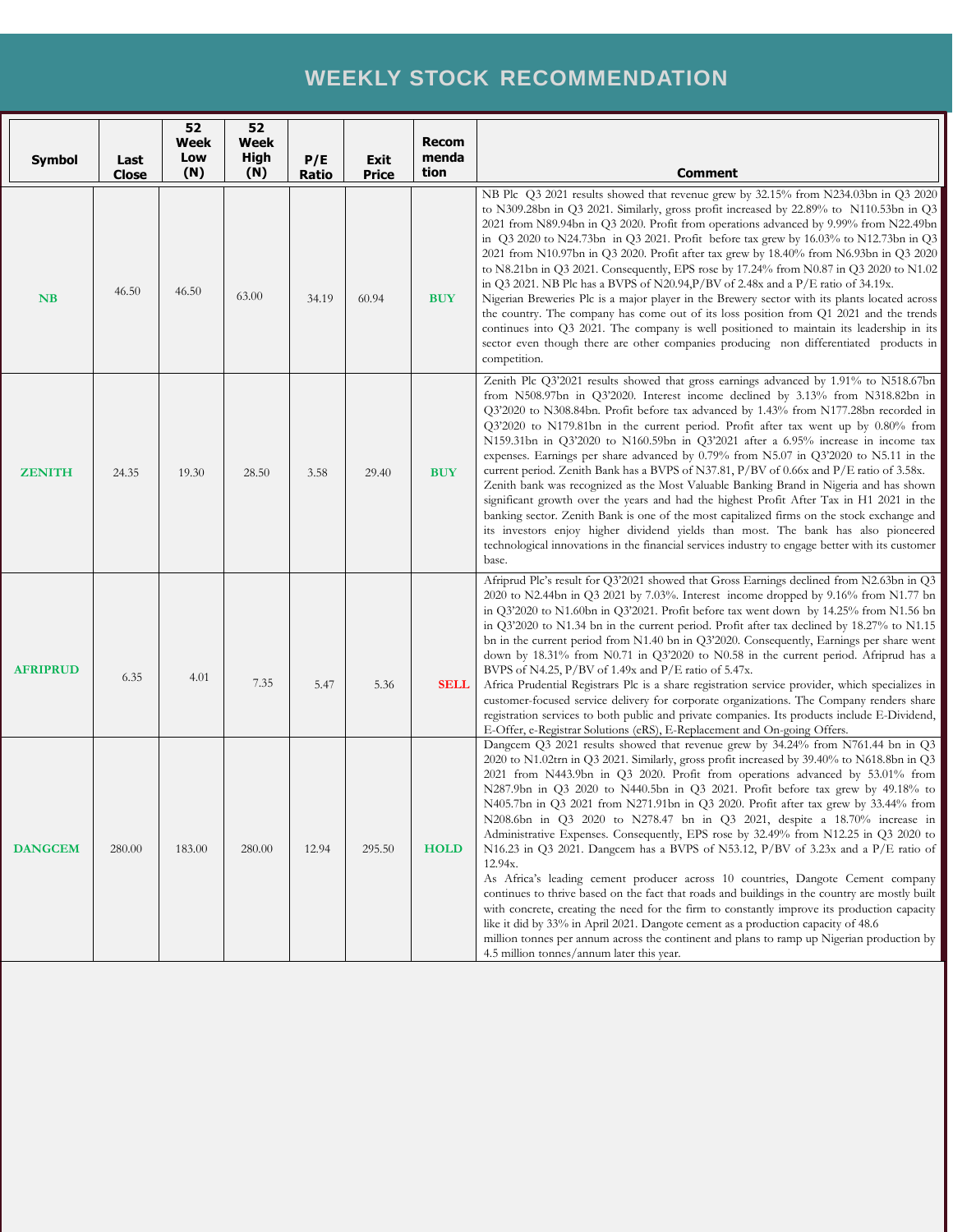# WEEKLY STOCK RECOMMENDATION

| Symbol | Last Close | 52 Week Low (N) | 52 Week High (N) | P/E Ratio | Exit Price | Recommendation | Comment |
|---|---|---|---|---|---|---|---|
| **NB** | 46.50 | 46.50 | 63.00 | 34.19 | 60.94 | **BUY** | NB Plc Q3 2021 results showed that revenue grew by 32.15% from N234.03bn in Q3 2020 to N309.28bn in Q3 2021. Similarly, gross profit increased by 22.89% to N110.53bn in Q3 2021 from N89.94bn in Q3 2020. Profit from operations advanced by 9.99% from N22.49bn in Q3 2020 to N24.73bn in Q3 2021. Profit before tax grew by 16.03% to N12.73bn in Q3 2021 from N10.97bn in Q3 2020. Profit after tax grew by 18.40% from N6.93bn in Q3 2020 to N8.21bn in Q3 2021. Consequently, EPS rose by 17.24% from N0.87 in Q3 2020 to N1.02 in Q3 2021. NB Plc has a BVPS of N20.94,P/BV of 2.48x and a P/E ratio of 34.19x.<br>Nigerian Breweries Plc is a major player in the Brewery sector with its plants located across the country. The company has come out of its loss position from Q1 2021 and the trends continues into Q3 2021. The company is well positioned to maintain its leadership in its sector even though there are other companies producing non differentiated products in competition. |
| **ZENITH** | 24.35 | 19.30 | 28.50 | 3.58 | 29.40 | **BUY** | Zenith Plc Q3'2021 results showed that gross earnings advanced by 1.91% to N518.67bn from N508.97bn in Q3'2020. Interest income declined by 3.13% from N318.82bn in Q3'2020 to N308.84bn. Profit before tax advanced by 1.43% from N177.28bn recorded in Q3'2020 to N179.81bn in the current period. Profit after tax went up by 0.80% from N159.31bn in Q3'2020 to N160.59bn in Q3'2021 after a 6.95% increase in income tax expenses. Earnings per share advanced by 0.79% from N5.07 in Q3'2020 to N5.11 in the current period. Zenith Bank has a BVPS of N37.81, P/BV of 0.66x and P/E ratio of 3.58x.<br>Zenith bank was recognized as the Most Valuable Banking Brand in Nigeria and has shown significant growth over the years and had the highest Profit After Tax in H1 2021 in the banking sector. Zenith Bank is one of the most capitalized firms on the stock exchange and its investors enjoy higher dividend yields than most. The bank has also pioneered technological innovations in the financial services industry to engage better with its customer base. |
| **AFRIPRUD** | 6.35 | 4.01 | 7.35 | 5.47 | 5.36 | **SELL** | Afriprud Plc's result for Q3'2021 showed that Gross Earnings declined from N2.63bn in Q3 2020 to N2.44bn in Q3 2021 by 7.03%. Interest income dropped by 9.16% from N1.77 bn in Q3'2020 to N1.60bn in Q3'2021. Profit before tax went down by 14.25% from N1.56 bn in Q3'2020 to N1.34 bn in the current period. Profit after tax declined by 18.27% to N1.15 bn in the current period from N1.40 bn in Q3'2020. Consequently, Earnings per share went down by 18.31% from N0.71 in Q3'2020 to N0.58 in the current period. Afriprud has a BVPS of N4.25, P/BV of 1.49x and P/E ratio of 5.47x.<br>Africa Prudential Registrars Plc is a share registration service provider, which specializes in customer-focused service delivery for corporate organizations. The Company renders share registration services to both public and private companies. Its products include E-Dividend, E-Offer, e-Registrar Solutions (eRS), E-Replacement and On-going Offers. |
| **DANGCEM** | 280.00 | 183.00 | 280.00 | 12.94 | 295.50 | **HOLD** | Dangcem Q3 2021 results showed that revenue grew by 34.24% from N761.44 bn in Q3 2020 to N1.02trn in Q3 2021. Similarly, gross profit increased by 39.40% to N618.8bn in Q3 2021 from N443.9bn in Q3 2020. Profit from operations advanced by 53.01% from N287.9bn in Q3 2020 to N440.5bn in Q3 2021. Profit before tax grew by 49.18% to N405.7bn in Q3 2021 from N271.91bn in Q3 2020. Profit after tax grew by 33.44% from N208.6bn in Q3 2020 to N278.47 bn in Q3 2021, despite a 18.70% increase in Administrative Expenses. Consequently, EPS rose by 32.49% from N12.25 in Q3 2020 to N16.23 in Q3 2021. Dangcem has a BVPS of N53.12, P/BV of 3.23x and a P/E ratio of 12.94x.<br>As Africa's leading cement producer across 10 countries, Dangote Cement company continues to thrive based on the fact that roads and buildings in the country are mostly built with concrete, creating the need for the firm to constantly improve its production capacity like it did by 33% in April 2021. Dangote cement as a production capacity of 48.6 million tonnes per annum across the continent and plans to ramp up Nigerian production by 4.5 million tonnes/annum later this year. |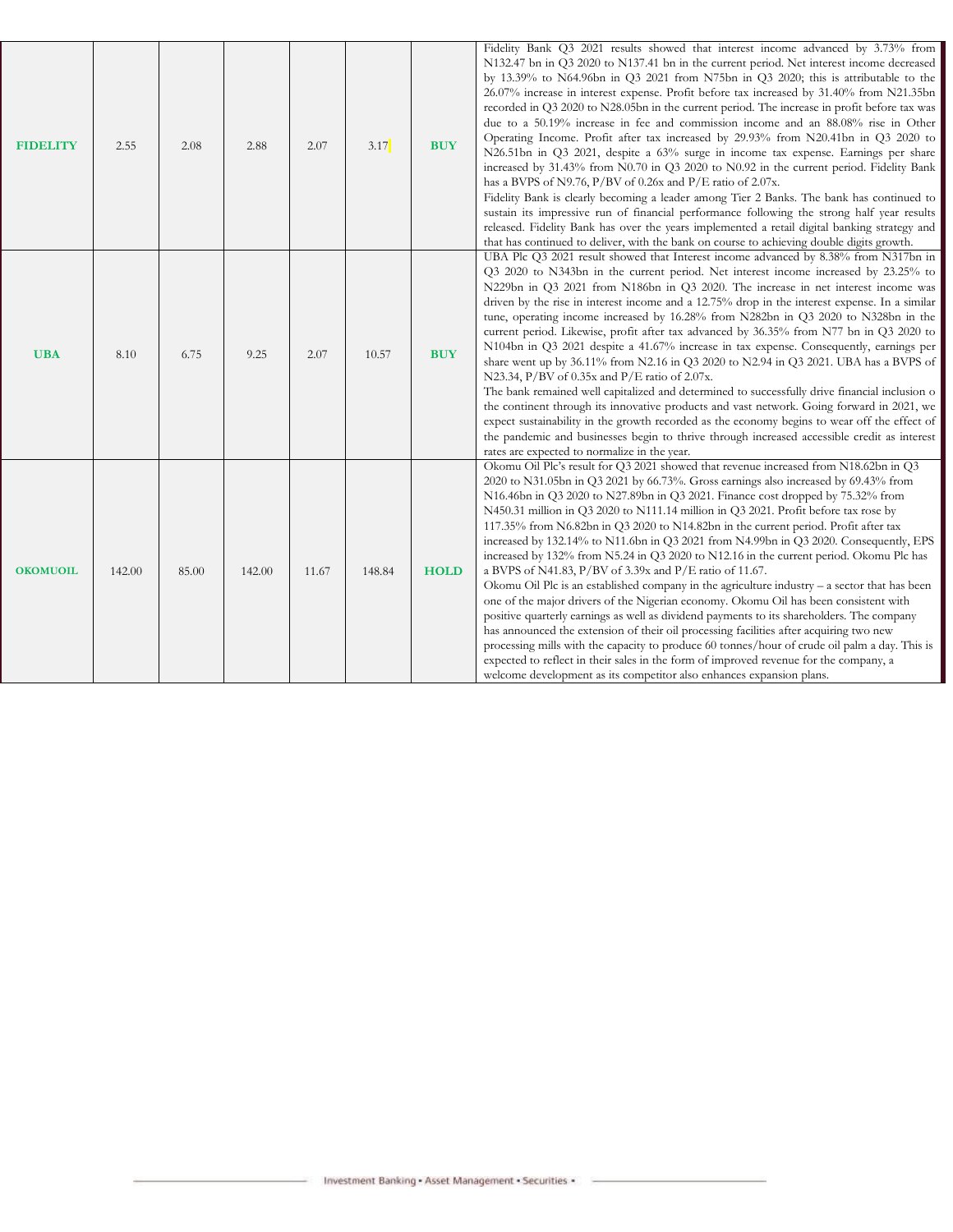| | | | | | | | |
|---|---|---|---|---|---|---|---|
| **FIDELITY** | 2.55 | 2.08 | 2.88 | 2.07 | 3.17 | **BUY** | Fidelity Bank Q3 2021 results showed that interest income advanced by 3.73% from N132.47 bn in Q3 2020 to N137.41 bn in the current period. Net interest income decreased by 13.39% to N64.96bn in Q3 2021 from N75bn in Q3 2020; this is attributable to the 26.07% increase in interest expense. Profit before tax increased by 31.40% from N21.35bn recorded in Q3 2020 to N28.05bn in the current period. The increase in profit before tax was due to a 50.19% increase in fee and commission income and an 88.08% rise in Other Operating Income. Profit after tax increased by 29.93% from N20.41bn in Q3 2020 to N26.51bn in Q3 2021, despite a 63% surge in income tax expense. Earnings per share increased by 31.43% from N0.70 in Q3 2020 to N0.92 in the current period. Fidelity Bank has a BVPS of N9.76, P/BV of 0.26x and P/E ratio of 2.07x.<br>Fidelity Bank is clearly becoming a leader among Tier 2 Banks. The bank has continued to sustain its impressive run of financial performance following the strong half year results released. Fidelity Bank has over the years implemented a retail digital banking strategy and that has continued to deliver, with the bank on course to achieving double digits growth. |
| **UBA** | 8.10 | 6.75 | 9.25 | 2.07 | 10.57 | **BUY** | UBA Plc Q3 2021 result showed that Interest income advanced by 8.38% from N317bn in Q3 2020 to N343bn in the current period. Net interest income increased by 23.25% to N229bn in Q3 2021 from N186bn in Q3 2020. The increase in net interest income was driven by the rise in interest income and a 12.75% drop in the interest expense. In a similar tune, operating income increased by 16.28% from N282bn in Q3 2020 to N328bn in the current period. Likewise, profit after tax advanced by 36.35% from N77 bn in Q3 2020 to N104bn in Q3 2021 despite a 41.67% increase in tax expense. Consequently, earnings per share went up by 36.11% from N2.16 in Q3 2020 to N2.94 in Q3 2021. UBA has a BVPS of N23.34, P/BV of 0.35x and P/E ratio of 2.07x.<br>The bank remained well capitalized and determined to successfully drive financial inclusion o the continent through its innovative products and vast network. Going forward in 2021, we expect sustainability in the growth recorded as the economy begins to wear off the effect of the pandemic and businesses begin to thrive through increased accessible credit as interest rates are expected to normalize in the year. |
| **OKOMUOIL** | 142.00 | 85.00 | 142.00 | 11.67 | 148.84 | **HOLD** | Okomu Oil Plc's result for Q3 2021 showed that revenue increased from N18.62bn in Q3 2020 to N31.05bn in Q3 2021 by 66.73%. Gross earnings also increased by 69.43% from N16.46bn in Q3 2020 to N27.89bn in Q3 2021. Finance cost dropped by 75.32% from N450.31 million in Q3 2020 to N111.14 million in Q3 2021. Profit before tax rose by 117.35% from N6.82bn in Q3 2020 to N14.82bn in the current period. Profit after tax increased by 132.14% to N11.6bn in Q3 2021 from N4.99bn in Q3 2020. Consequently, EPS increased by 132% from N5.24 in Q3 2020 to N12.16 in the current period. Okomu Plc has a BVPS of N41.83, P/BV of 3.39x and P/E ratio of 11.67.<br>Okomu Oil Plc is an established company in the agriculture industry – a sector that has been one of the major drivers of the Nigerian economy. Okomu Oil has been consistent with positive quarterly earnings as well as dividend payments to its shareholders. The company has announced the extension of their oil processing facilities after acquiring two new processing mills with the capacity to produce 60 tonnes/hour of crude oil palm a day. This is expected to reflect in their sales in the form of improved revenue for the company, a welcome development as its competitor also enhances expansion plans. |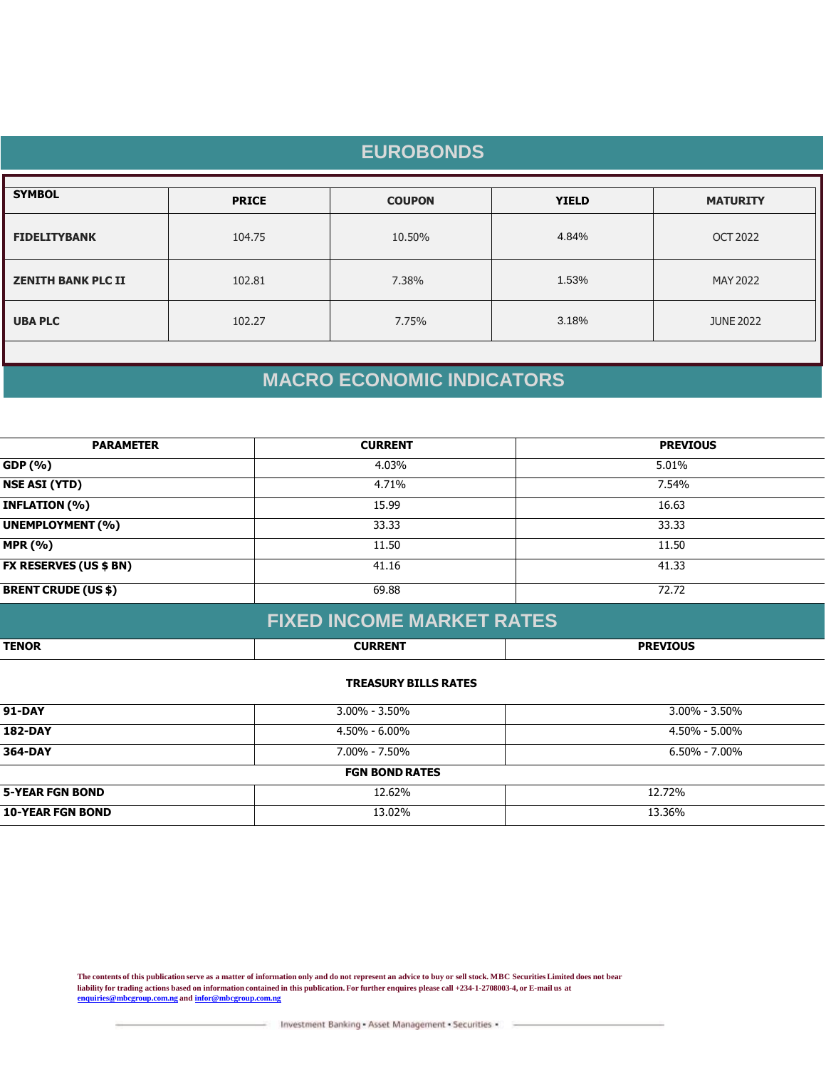## EUROBONDS

| SYMBOL | PRICE | COUPON | YIELD | MATURITY |
|---|---|---|---|---|
| **FIDELITYBANK** | 104.75 | 10.50% | 4.84% | OCT 2022 |
| **ZENITH BANK PLC II** | 102.81 | 7.38% | 1.53% | MAY 2022 |
| **UBA PLC** | 102.27 | 7.75% | 3.18% | JUNE 2022 |

## MACRO ECONOMIC INDICATORS

| PARAMETER | CURRENT | PREVIOUS |
|---|---|---|
| **GDP (%)** | 4.03% | 5.01% |
| **NSE ASI (YTD)** | 4.71% | 7.54% |
| **INFLATION (%)** | 15.99 | 16.63 |
| **UNEMPLOYMENT (%)** | 33.33 | 33.33 |
| **MPR (%)** | 11.50 | 11.50 |
| **FX RESERVES (US $ BN)** | 41.16 | 41.33 |
| **BRENT CRUDE (US $)** | 69.88 | 72.72 |

## FIXED INCOME MARKET RATES

| TENOR | CURRENT | PREVIOUS |
|---|---|---|
| | **TREASURY BILLS RATES** | |
| **91-DAY** | 3.00% - 3.50% | 3.00% - 3.50% |
| **182-DAY** | 4.50% - 6.00% | 4.50% - 5.00% |
| **364-DAY** | 7.00% - 7.50% | 6.50% - 7.00% |
| | **FGN BOND RATES** | |
| **5-YEAR FGN BOND** | 12.62% | 12.72% |
| **10-YEAR FGN BOND** | 13.02% | 13.36% |

**The contents of this publication serve as a matter of information only and do not represent an advice to buy or sell stock. MBC Securities Limited does not bear liability for trading actions based on information contained in this publication. For further enquires please call +234-1-2708003-4, or E-mail us at enquiries@mbcgroup.com.ng and infor@mbcgroup.com.ng**

Investment Banking • Asset Management • Securities •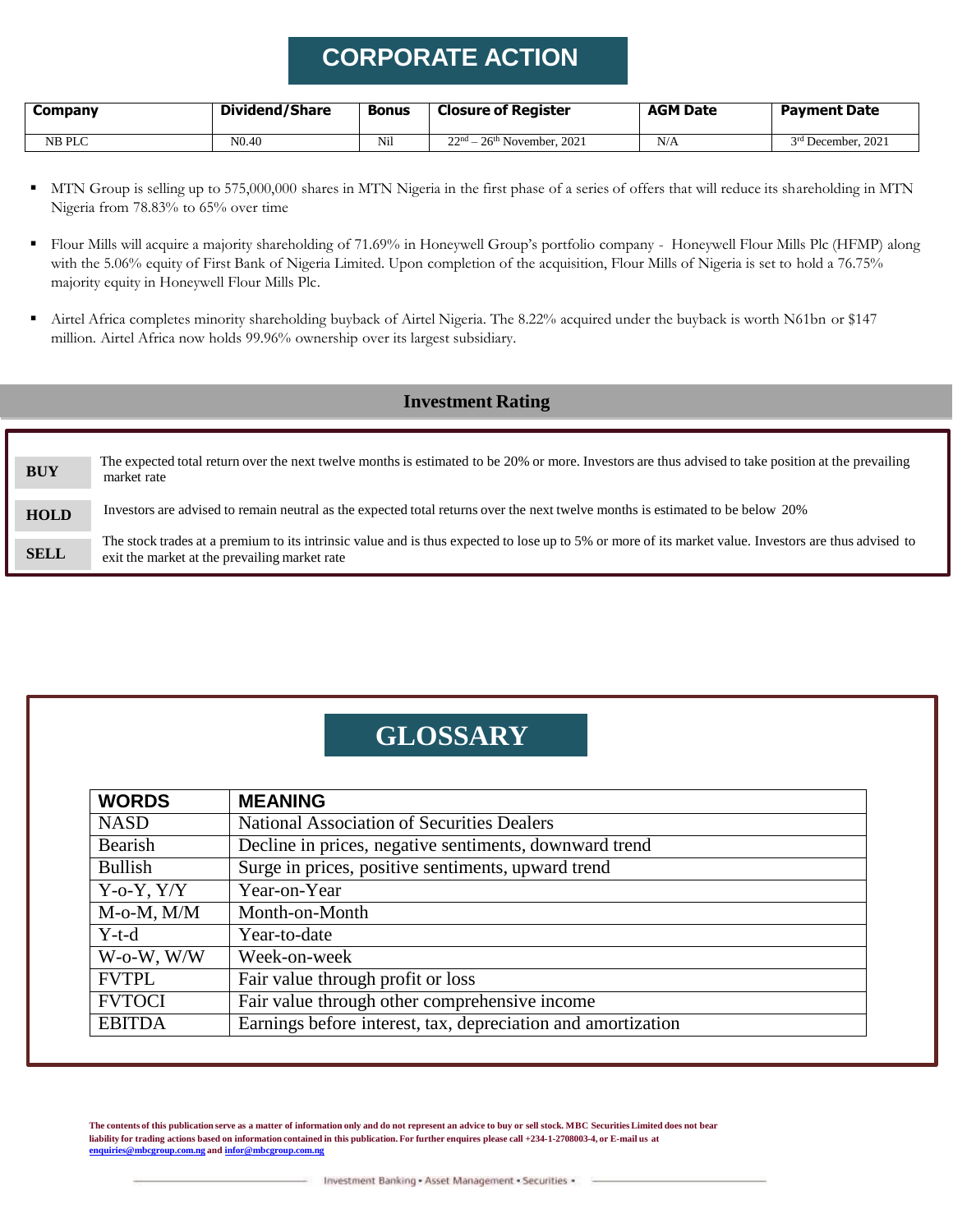# CORPORATE ACTION

| Company | Dividend/Share | Bonus | Closure of Register | AGM Date | Payment Date |
|---|---|---|---|---|---|
| NB PLC | N0.40 | Nil | 22nd – 26th November, 2021 | N/A | 3rd December, 2021 |

- MTN Group is selling up to 575,000,000 shares in MTN Nigeria in the first phase of a series of offers that will reduce its shareholding in MTN Nigeria from 78.83% to 65% over time
- Flour Mills will acquire a majority shareholding of 71.69% in Honeywell Group's portfolio company - Honeywell Flour Mills Plc (HFMP) along with the 5.06% equity of First Bank of Nigeria Limited. Upon completion of the acquisition, Flour Mills of Nigeria is set to hold a 76.75% majority equity in Honeywell Flour Mills Plc.
- Airtel Africa completes minority shareholding buyback of Airtel Nigeria. The 8.22% acquired under the buyback is worth N61bn or $147 million. Airtel Africa now holds 99.96% ownership over its largest subsidiary.

## Investment Rating

| | |
|---|---|
| **BUY** | The expected total return over the next twelve months is estimated to be 20% or more. Investors are thus advised to take position at the prevailing market rate |
| **HOLD** | Investors are advised to remain neutral as the expected total returns over the next twelve months is estimated to be below 20% |
| **SELL** | The stock trades at a premium to its intrinsic value and is thus expected to lose up to 5% or more of its market value. Investors are thus advised to exit the market at the prevailing market rate |

# GLOSSARY

| WORDS | MEANING |
|---|---|
| NASD | National Association of Securities Dealers |
| Bearish | Decline in prices, negative sentiments, downward trend |
| Bullish | Surge in prices, positive sentiments, upward trend |
| Y-o-Y, Y/Y | Year-on-Year |
| M-o-M, M/M | Month-on-Month |
| Y-t-d | Year-to-date |
| W-o-W, W/W | Week-on-week |
| FVTPL | Fair value through profit or loss |
| FVTOCI | Fair value through other comprehensive income |
| EBITDA | Earnings before interest, tax, depreciation and amortization |

**The contents of this publication serve as a matter of information only and do not represent an advice to buy or sell stock. MBC Securities Limited does not bear liability for trading actions based on information contained in this publication. For further enquires please call +234-1-2708003-4, or E-mail us at enquiries@mbcgroup.com.ng and infor@mbcgroup.com.ng**

Investment Banking • Asset Management • Securities •